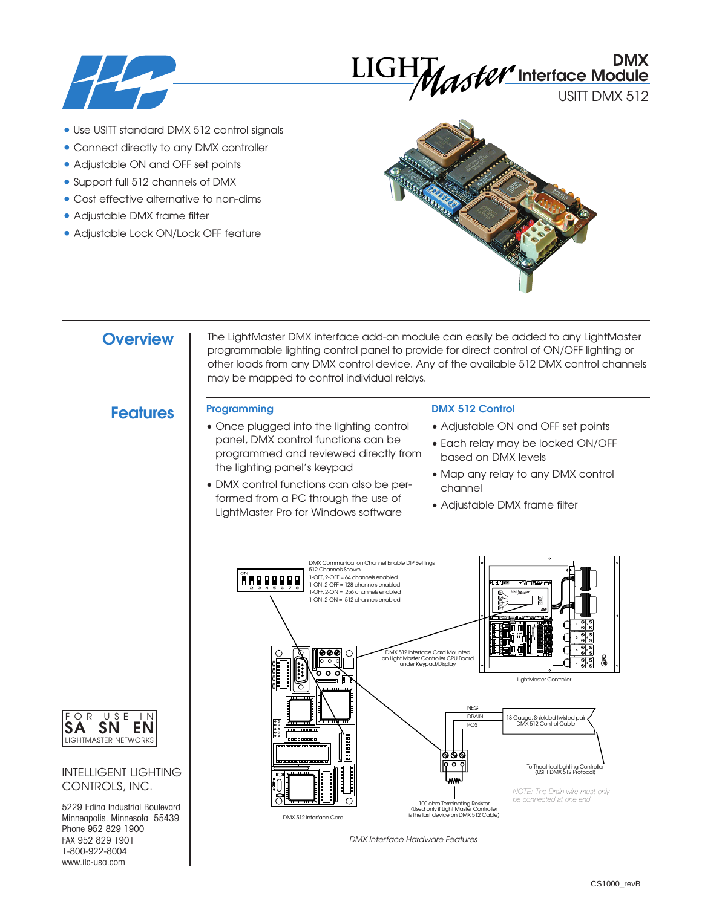# LIGHTMaster DMX Interface Module

USITT DMX 512

- Use USITT standard DMX 512 control signals
- Connect directly to any DMX controller
- Adjustable ON and OFF set points
- Support full 512 channels of DMX
- Cost effective alternative to non-dims
- Adjustable DMX frame filter
- Adjustable Lock ON/Lock OFF feature

## Overview

The LightMaster DMX interface add-on module can easily be added to any LightMaster programmable lighting control panel to provide for direct control of ON/OFF lighting or other loads from any DMX control device. Any of the available 512 DMX control channels may be mapped to control individual relays.

## Features

### Programming

- Once plugged into the lighting control panel, DMX control functions can be programmed and reviewed directly from the lighting panel's keypad
- DMX control functions can also be performed from a PC through the use of LightMaster Pro for Windows software

### DMX 512 Control

- Adjustable ON and OFF set points
- Each relay may be locked ON/OFF based on DMX levels
- Map any relay to any DMX control channel
- Adjustable DMX frame filter

DMX Communication Channel Enable DIP Settings
512 Channels Shown
1-OFF, 2-OFF = 64 channels enabled
1-ON, 2-OFF = 128 channels enabled
1-OFF, 2-ON = 256 channels enabled
1-ON, 2-ON = 512 channels enabled

DMX 512 Interface Card Mounted on Light Master Controller CPU Board under Keypad/Display

LightMaster Controller

NEG
DRAIN
POS

18 Gauge, Shielded twisted pair DMX 512 Control Cable

To Theatrical Lighting Controller (USITT DMX 512 Protocol)

*NOTE: The Drain wire must only be connected at one end.*

100 ohm Terminating Resistor (Used only if Light Master Controller is the last device on DMX 512 Cable)

DMX 512 Interface Card

*DMX Interface Hardware Features*

FOR USE IN SA SN EN LIGHTMASTER NETWORKS

INTELLIGENT LIGHTING CONTROLS, INC.

5229 Edina Industrial Boulevard
Minneapolis, Minnesota 55439
Phone 952 829 1900
FAX 952 829 1901
1-800-922-8004
www.ilc-usa.com

CS1000_revB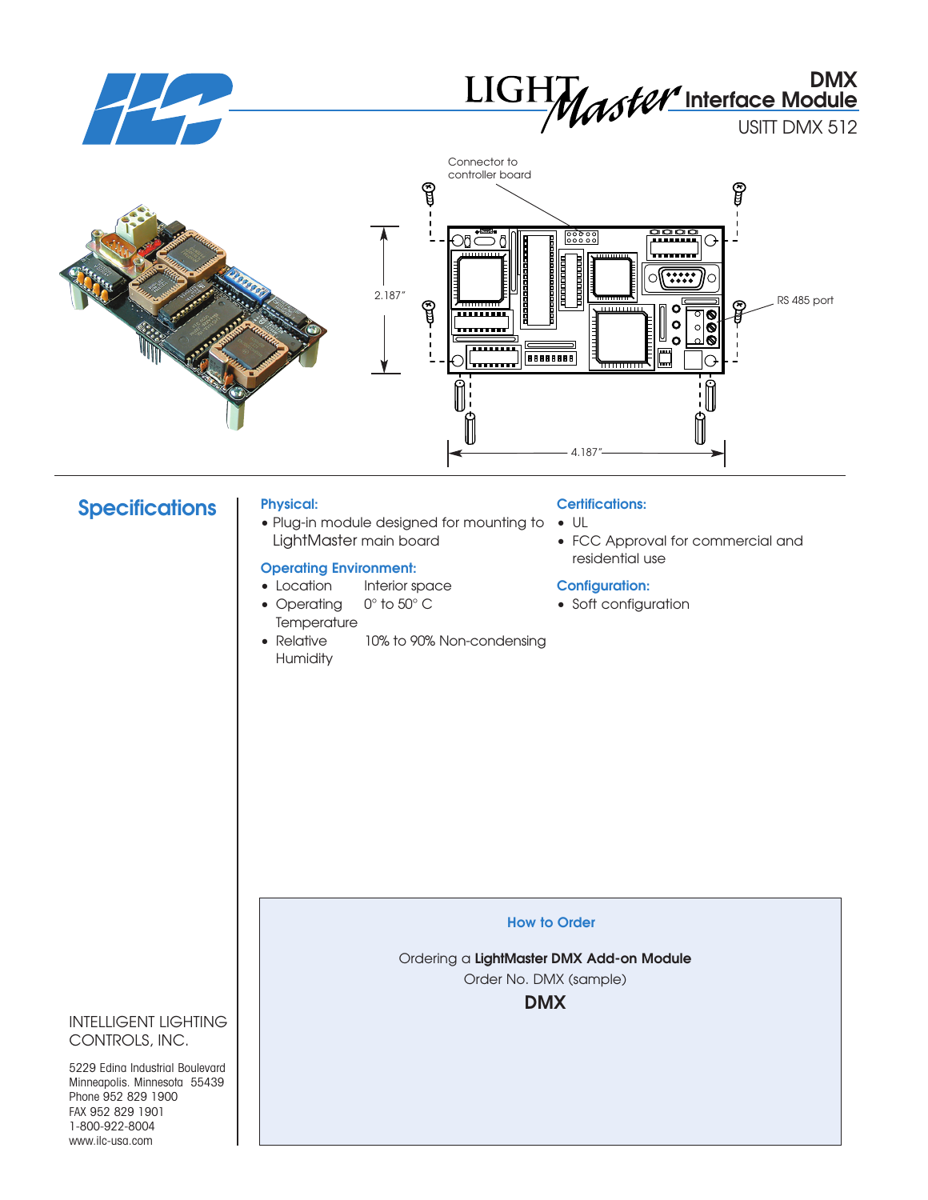# LIGHTMaster DMX Interface Module

USITT DMX 512

Connector to controller board

2.187"

RS 485 port

4.187"

## Specifications

### Physical:

- Plug-in module designed for mounting to LightMaster main board

### Operating Environment:

- Location — Interior space
- Operating Temperature — 0° to 50° C
- Relative Humidity — 10% to 90% Non-condensing

### Certifications:

- UL
- FCC Approval for commercial and residential use

### Configuration:

- Soft configuration

### How to Order

Ordering a **LightMaster DMX Add-on Module**

Order No. DMX (sample)

**DMX**

INTELLIGENT LIGHTING CONTROLS, INC.

5229 Edina Industrial Boulevard
Minneapolis, Minnesota 55439
Phone 952 829 1900
FAX 952 829 1901
1-800-922-8004
www.ilc-usa.com